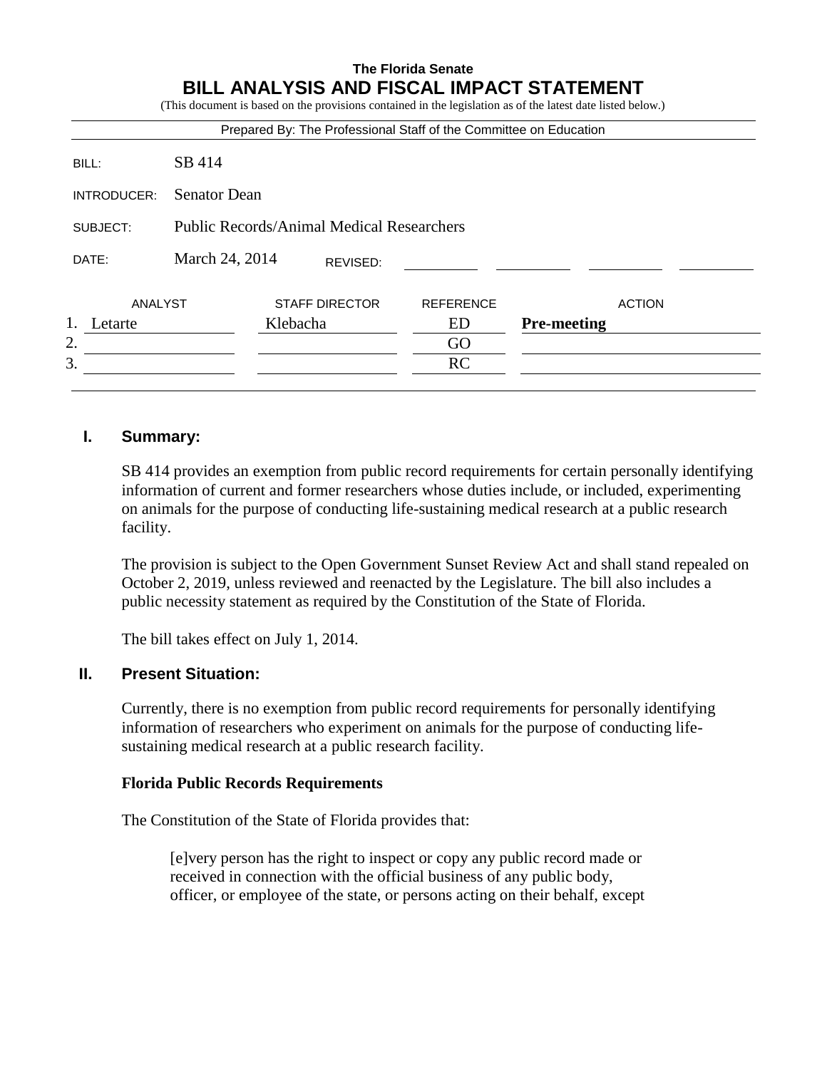**The Florida Senate**

# BILL ANALYSIS AND FISCAL IMPACT STATEMENT

(This document is based on the provisions contained in the legislation as of the latest date listed below.)

Prepared By: The Professional Staff of the Committee on Education

| | |
|---|---|
| BILL: | SB 414 |
| INTRODUCER: | Senator Dean |
| SUBJECT: | Public Records/Animal Medical Researchers |
| DATE: | March 24, 2014 &nbsp;&nbsp;&nbsp; REVISED: |

| | ANALYST | STAFF DIRECTOR | REFERENCE | ACTION |
|---|---|---|---|---|
| 1. | Letarte | Klebacha | ED | **Pre-meeting** |
| 2. | | | GO | |
| 3. | | | RC | |

## I. Summary:

SB 414 provides an exemption from public record requirements for certain personally identifying information of current and former researchers whose duties include, or included, experimenting on animals for the purpose of conducting life-sustaining medical research at a public research facility.

The provision is subject to the Open Government Sunset Review Act and shall stand repealed on October 2, 2019, unless reviewed and reenacted by the Legislature. The bill also includes a public necessity statement as required by the Constitution of the State of Florida.

The bill takes effect on July 1, 2014.

## II. Present Situation:

Currently, there is no exemption from public record requirements for personally identifying information of researchers who experiment on animals for the purpose of conducting life-sustaining medical research at a public research facility.

### Florida Public Records Requirements

The Constitution of the State of Florida provides that:

> [e]very person has the right to inspect or copy any public record made or received in connection with the official business of any public body, officer, or employee of the state, or persons acting on their behalf, except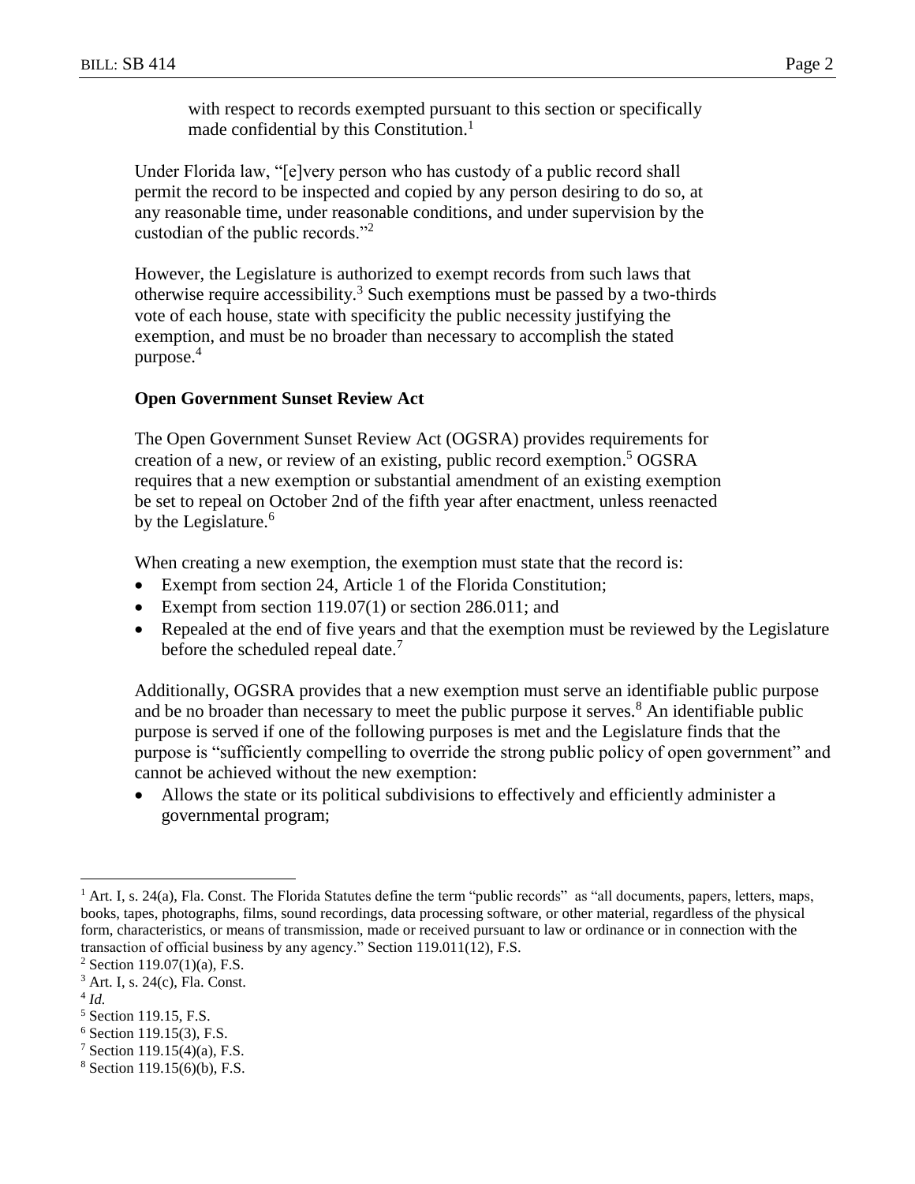with respect to records exempted pursuant to this section or specifically made confidential by this Constitution.[1]

Under Florida law, "[e]very person who has custody of a public record shall permit the record to be inspected and copied by any person desiring to do so, at any reasonable time, under reasonable conditions, and under supervision by the custodian of the public records."[2]

However, the Legislature is authorized to exempt records from such laws that otherwise require accessibility.[3] Such exemptions must be passed by a two-thirds vote of each house, state with specificity the public necessity justifying the exemption, and must be no broader than necessary to accomplish the stated purpose.[4]

**Open Government Sunset Review Act**

The Open Government Sunset Review Act (OGSRA) provides requirements for creation of a new, or review of an existing, public record exemption.[5] OGSRA requires that a new exemption or substantial amendment of an existing exemption be set to repeal on October 2nd of the fifth year after enactment, unless reenacted by the Legislature.[6]

When creating a new exemption, the exemption must state that the record is:

- Exempt from section 24, Article 1 of the Florida Constitution;
- Exempt from section 119.07(1) or section 286.011; and
- Repealed at the end of five years and that the exemption must be reviewed by the Legislature before the scheduled repeal date.[7]

Additionally, OGSRA provides that a new exemption must serve an identifiable public purpose and be no broader than necessary to meet the public purpose it serves.[8] An identifiable public purpose is served if one of the following purposes is met and the Legislature finds that the purpose is "sufficiently compelling to override the strong public policy of open government" and cannot be achieved without the new exemption:

- Allows the state or its political subdivisions to effectively and efficiently administer a governmental program;

---

[1] Art. I, s. 24(a), Fla. Const. The Florida Statutes define the term "public records" as "all documents, papers, letters, maps, books, tapes, photographs, films, sound recordings, data processing software, or other material, regardless of the physical form, characteristics, or means of transmission, made or received pursuant to law or ordinance or in connection with the transaction of official business by any agency." Section 119.011(12), F.S.

[2] Section 119.07(1)(a), F.S.

[3] Art. I, s. 24(c), Fla. Const.

[4] *Id.*

[5] Section 119.15, F.S.

[6] Section 119.15(3), F.S.

[7] Section 119.15(4)(a), F.S.

[8] Section 119.15(6)(b), F.S.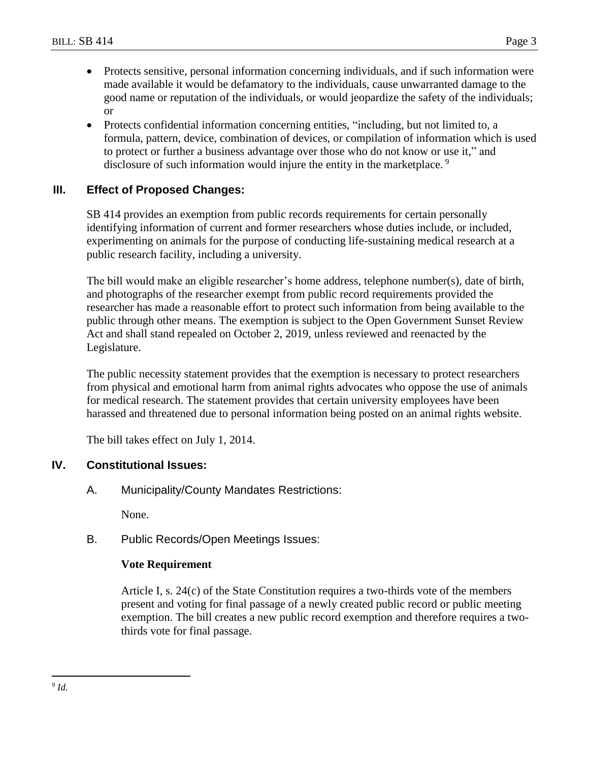- Protects sensitive, personal information concerning individuals, and if such information were made available it would be defamatory to the individuals, cause unwarranted damage to the good name or reputation of the individuals, or would jeopardize the safety of the individuals; or
- Protects confidential information concerning entities, "including, but not limited to, a formula, pattern, device, combination of devices, or compilation of information which is used to protect or further a business advantage over those who do not know or use it," and disclosure of such information would injure the entity in the marketplace.[9]

## III. Effect of Proposed Changes:

SB 414 provides an exemption from public records requirements for certain personally identifying information of current and former researchers whose duties include, or included, experimenting on animals for the purpose of conducting life-sustaining medical research at a public research facility, including a university.

The bill would make an eligible researcher's home address, telephone number(s), date of birth, and photographs of the researcher exempt from public record requirements provided the researcher has made a reasonable effort to protect such information from being available to the public through other means. The exemption is subject to the Open Government Sunset Review Act and shall stand repealed on October 2, 2019, unless reviewed and reenacted by the Legislature.

The public necessity statement provides that the exemption is necessary to protect researchers from physical and emotional harm from animal rights advocates who oppose the use of animals for medical research. The statement provides that certain university employees have been harassed and threatened due to personal information being posted on an animal rights website.

The bill takes effect on July 1, 2014.

## IV. Constitutional Issues:

### A. Municipality/County Mandates Restrictions:

None.

### B. Public Records/Open Meetings Issues:

**Vote Requirement**

Article I, s. 24(c) of the State Constitution requires a two-thirds vote of the members present and voting for final passage of a newly created public record or public meeting exemption. The bill creates a new public record exemption and therefore requires a two-thirds vote for final passage.

---

[9] *Id.*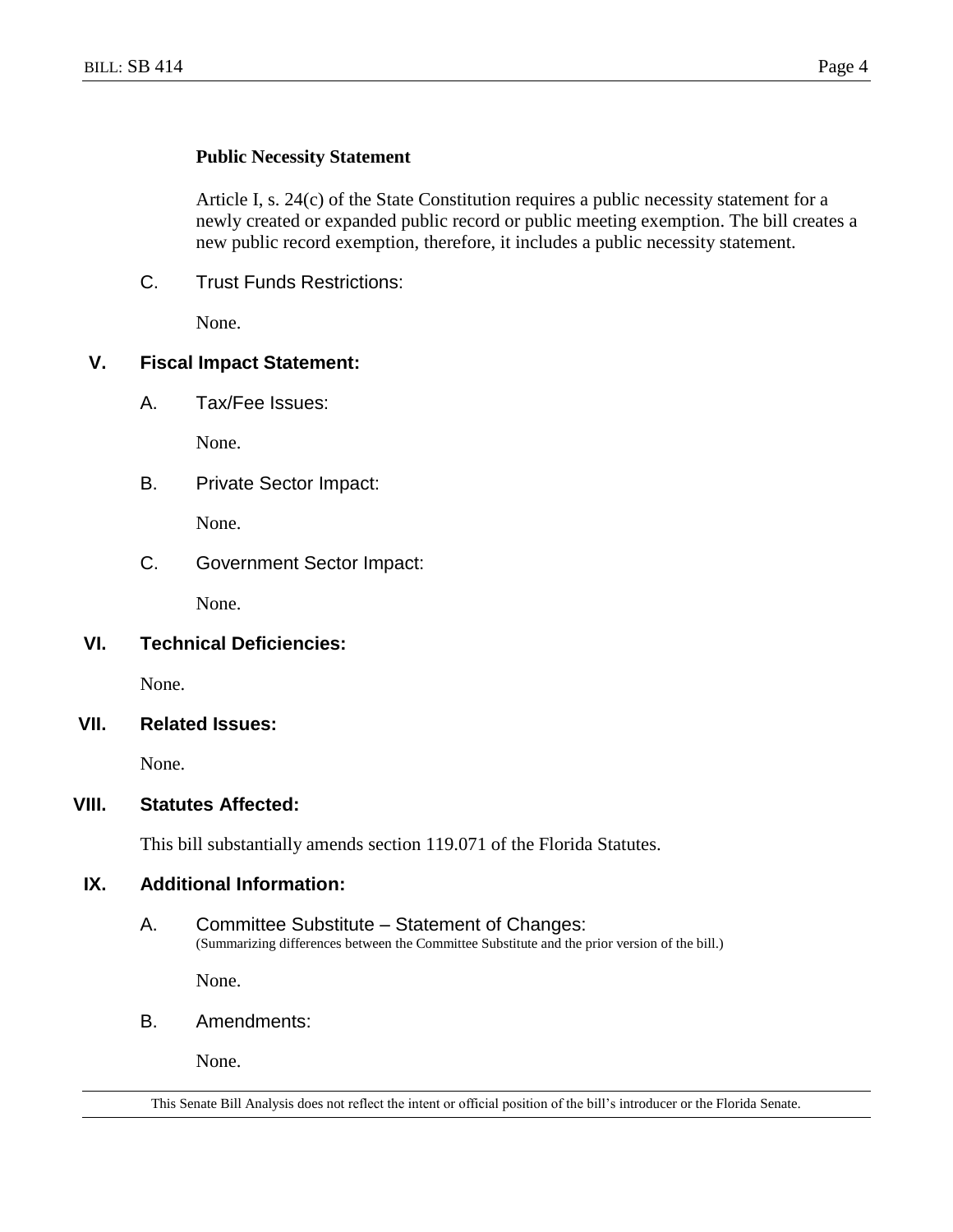**Public Necessity Statement**

Article I, s. 24(c) of the State Constitution requires a public necessity statement for a newly created or expanded public record or public meeting exemption. The bill creates a new public record exemption, therefore, it includes a public necessity statement.

C. Trust Funds Restrictions:

None.

## V. Fiscal Impact Statement:

A. Tax/Fee Issues:

None.

B. Private Sector Impact:

None.

C. Government Sector Impact:

None.

## VI. Technical Deficiencies:

None.

## VII. Related Issues:

None.

## VIII. Statutes Affected:

This bill substantially amends section 119.071 of the Florida Statutes.

## IX. Additional Information:

A. Committee Substitute – Statement of Changes:
(Summarizing differences between the Committee Substitute and the prior version of the bill.)

None.

B. Amendments:

None.

This Senate Bill Analysis does not reflect the intent or official position of the bill's introducer or the Florida Senate.